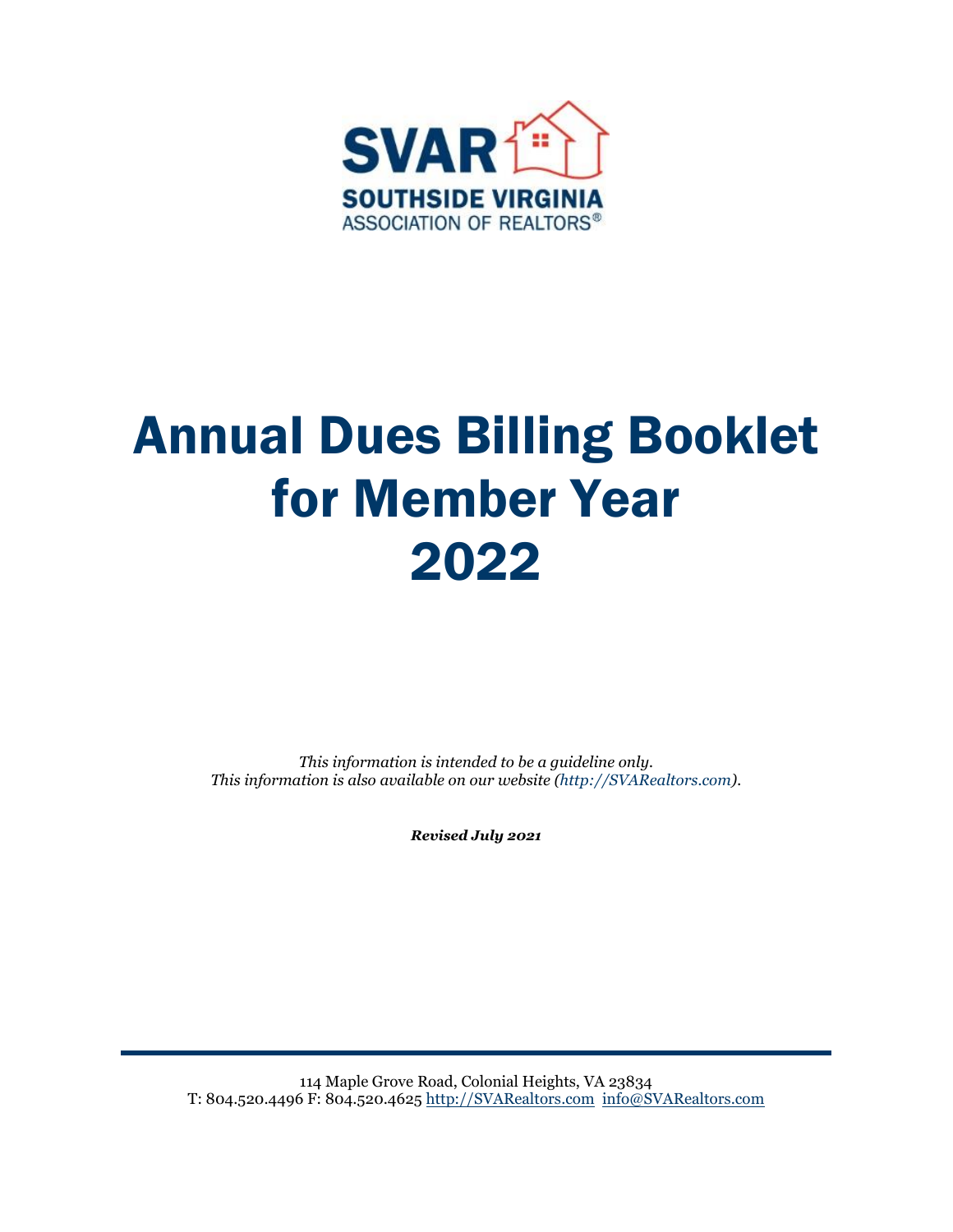SVAR

SOUTHSIDE VIRGINIA
ASSOCIATION OF REALTORS®

# Annual Dues Billing Booklet for Member Year 2022

*This information is intended to be a guideline only.*
*This information is also available on our website (http://SVARealtors.com).*

***Revised July 2021***

114 Maple Grove Road, Colonial Heights, VA 23834
T: 804.520.4496 F: 804.520.4625 http://SVARealtors.com info@SVARealtors.com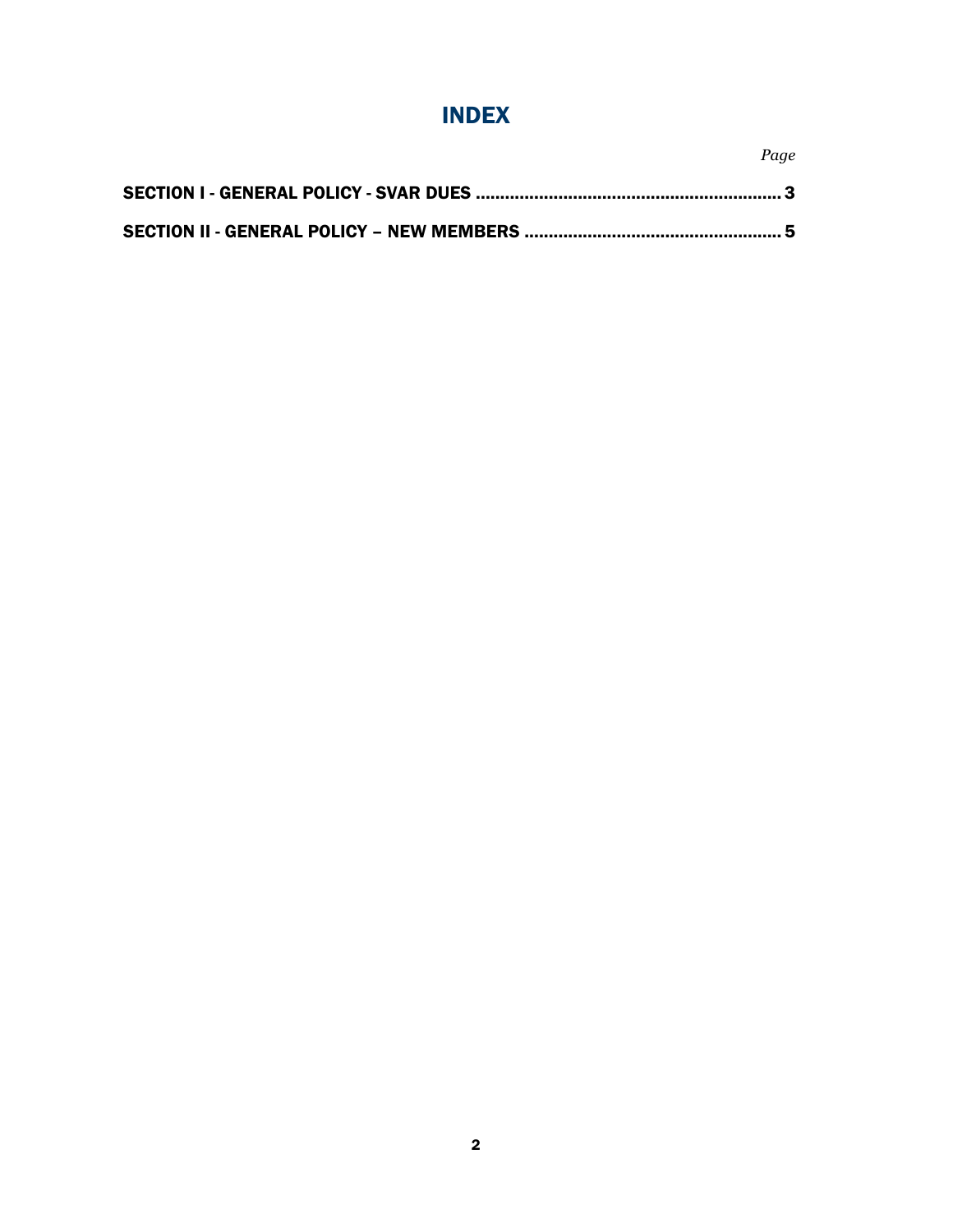# INDEX

*Page*

**SECTION I - GENERAL POLICY - SVAR DUES .............................................................. 3**

**SECTION II - GENERAL POLICY – NEW MEMBERS .................................................... 5**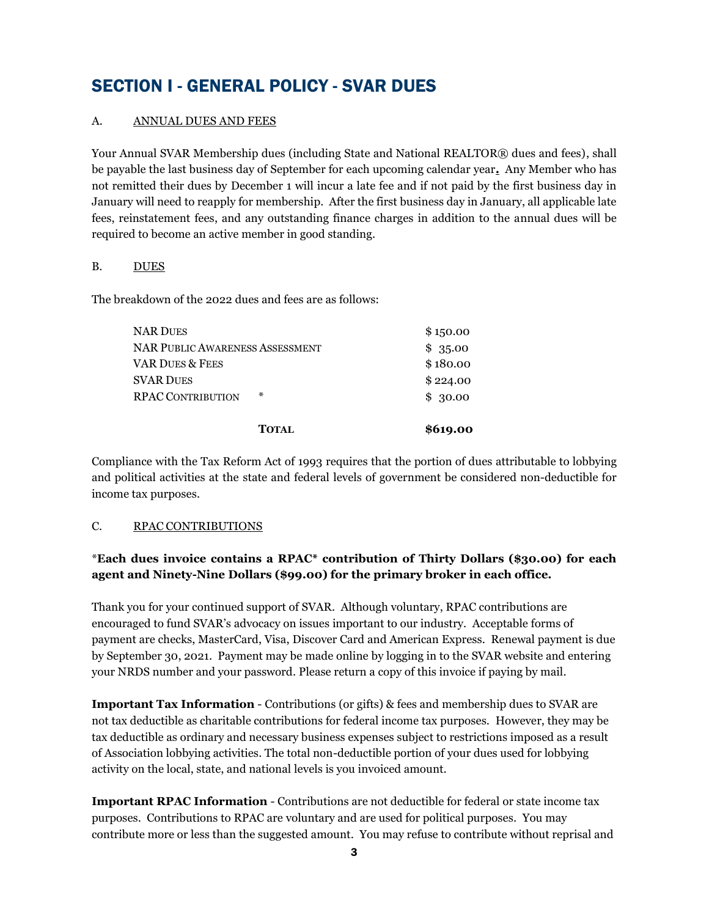# SECTION I - GENERAL POLICY - SVAR DUES

## A. ANNUAL DUES AND FEES

Your Annual SVAR Membership dues (including State and National REALTOR® dues and fees), shall be payable the last business day of September for each upcoming calendar year**.** Any Member who has not remitted their dues by December 1 will incur a late fee and if not paid by the first business day in January will need to reapply for membership. After the first business day in January, all applicable late fees, reinstatement fees, and any outstanding finance charges in addition to the annual dues will be required to become an active member in good standing.

## B. DUES

The breakdown of the 2022 dues and fees are as follows:

| Item | | Amount |
|---|---|---|
| NAR Dues | | $ 150.00 |
| NAR Public Awareness Assessment | | $ 35.00 |
| VAR Dues & Fees | | $ 180.00 |
| SVAR Dues | | $ 224.00 |
| RPAC Contribution | * | $ 30.00 |
| **Total** | | **$619.00** |

Compliance with the Tax Reform Act of 1993 requires that the portion of dues attributable to lobbying and political activities at the state and federal levels of government be considered non-deductible for income tax purposes.

## C. RPAC CONTRIBUTIONS

*__Each dues invoice contains a RPAC* contribution of Thirty Dollars ($30.00) for each agent and Ninety-Nine Dollars ($99.00) for the primary broker in each office.__

Thank you for your continued support of SVAR. Although voluntary, RPAC contributions are encouraged to fund SVAR's advocacy on issues important to our industry. Acceptable forms of payment are checks, MasterCard, Visa, Discover Card and American Express. Renewal payment is due by September 30, 2021. Payment may be made online by logging in to the SVAR website and entering your NRDS number and your password. Please return a copy of this invoice if paying by mail.

**Important Tax Information** - Contributions (or gifts) & fees and membership dues to SVAR are not tax deductible as charitable contributions for federal income tax purposes. However, they may be tax deductible as ordinary and necessary business expenses subject to restrictions imposed as a result of Association lobbying activities. The total non-deductible portion of your dues used for lobbying activity on the local, state, and national levels is you invoiced amount.

**Important RPAC Information** - Contributions are not deductible for federal or state income tax purposes. Contributions to RPAC are voluntary and are used for political purposes. You may contribute more or less than the suggested amount. You may refuse to contribute without reprisal and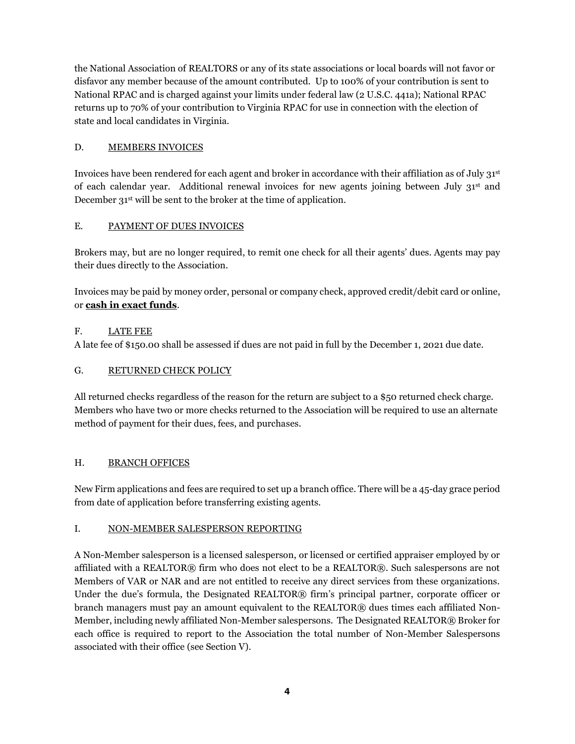the National Association of REALTORS or any of its state associations or local boards will not favor or disfavor any member because of the amount contributed. Up to 100% of your contribution is sent to National RPAC and is charged against your limits under federal law (2 U.S.C. 441a); National RPAC returns up to 70% of your contribution to Virginia RPAC for use in connection with the election of state and local candidates in Virginia.

### D. MEMBERS INVOICES

Invoices have been rendered for each agent and broker in accordance with their affiliation as of July 31st of each calendar year. Additional renewal invoices for new agents joining between July 31st and December 31st will be sent to the broker at the time of application.

### E. PAYMENT OF DUES INVOICES

Brokers may, but are no longer required, to remit one check for all their agents' dues. Agents may pay their dues directly to the Association.

Invoices may be paid by money order, personal or company check, approved credit/debit card or online, or **cash in exact funds**.

### F. LATE FEE

A late fee of $150.00 shall be assessed if dues are not paid in full by the December 1, 2021 due date.

### G. RETURNED CHECK POLICY

All returned checks regardless of the reason for the return are subject to a $50 returned check charge. Members who have two or more checks returned to the Association will be required to use an alternate method of payment for their dues, fees, and purchases.

### H. BRANCH OFFICES

New Firm applications and fees are required to set up a branch office. There will be a 45-day grace period from date of application before transferring existing agents.

### I. NON-MEMBER SALESPERSON REPORTING

A Non-Member salesperson is a licensed salesperson, or licensed or certified appraiser employed by or affiliated with a REALTOR® firm who does not elect to be a REALTOR®. Such salespersons are not Members of VAR or NAR and are not entitled to receive any direct services from these organizations. Under the due's formula, the Designated REALTOR® firm's principal partner, corporate officer or branch managers must pay an amount equivalent to the REALTOR® dues times each affiliated Non-Member, including newly affiliated Non-Member salespersons. The Designated REALTOR® Broker for each office is required to report to the Association the total number of Non-Member Salespersons associated with their office (see Section V).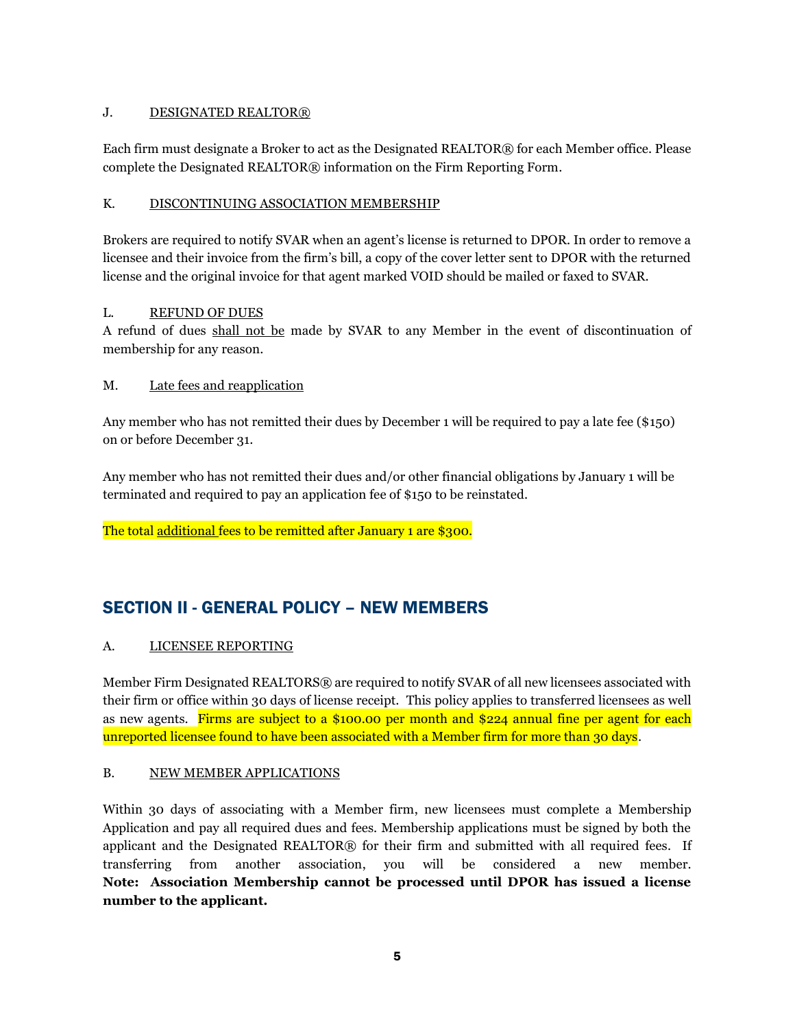### J. DESIGNATED REALTOR®

Each firm must designate a Broker to act as the Designated REALTOR® for each Member office. Please complete the Designated REALTOR® information on the Firm Reporting Form.

### K. DISCONTINUING ASSOCIATION MEMBERSHIP

Brokers are required to notify SVAR when an agent's license is returned to DPOR. In order to remove a licensee and their invoice from the firm's bill, a copy of the cover letter sent to DPOR with the returned license and the original invoice for that agent marked VOID should be mailed or faxed to SVAR.

### L. REFUND OF DUES

A refund of dues shall not be made by SVAR to any Member in the event of discontinuation of membership for any reason.

### M. Late fees and reapplication

Any member who has not remitted their dues by December 1 will be required to pay a late fee ($150) on or before December 31.

Any member who has not remitted their dues and/or other financial obligations by January 1 will be terminated and required to pay an application fee of $150 to be reinstated.

The total additional fees to be remitted after January 1 are $300.

## SECTION II - GENERAL POLICY – NEW MEMBERS

### A. LICENSEE REPORTING

Member Firm Designated REALTORS® are required to notify SVAR of all new licensees associated with their firm or office within 30 days of license receipt. This policy applies to transferred licensees as well as new agents. Firms are subject to a $100.00 per month and $224 annual fine per agent for each unreported licensee found to have been associated with a Member firm for more than 30 days.

### B. NEW MEMBER APPLICATIONS

Within 30 days of associating with a Member firm, new licensees must complete a Membership Application and pay all required dues and fees. Membership applications must be signed by both the applicant and the Designated REALTOR® for their firm and submitted with all required fees. If transferring from another association, you will be considered a new member. **Note: Association Membership cannot be processed until DPOR has issued a license number to the applicant.**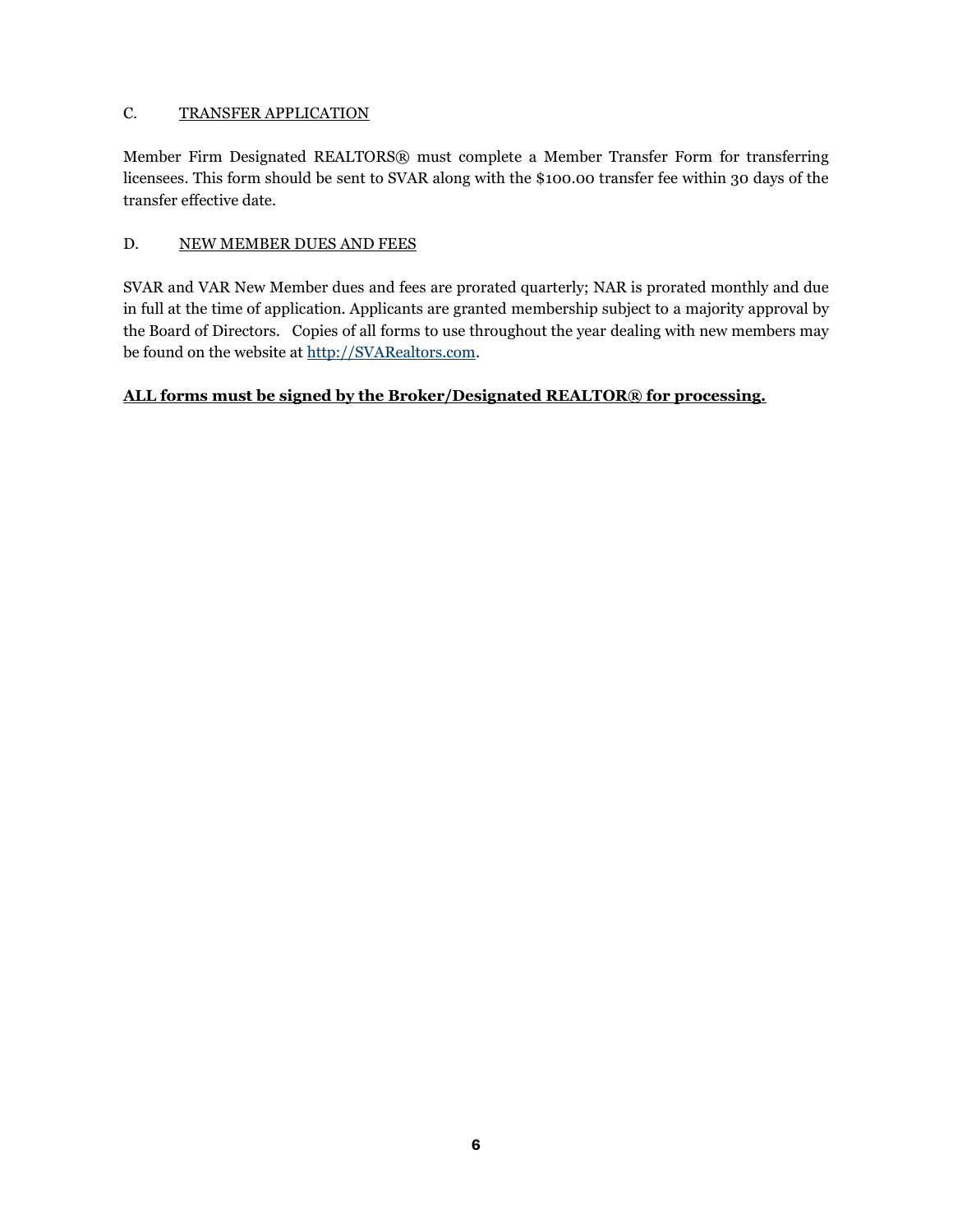C. <u>TRANSFER APPLICATION</u>

Member Firm Designated REALTORS® must complete a Member Transfer Form for transferring licensees. This form should be sent to SVAR along with the $100.00 transfer fee within 30 days of the transfer effective date.

D. <u>NEW MEMBER DUES AND FEES</u>

SVAR and VAR New Member dues and fees are prorated quarterly; NAR is prorated monthly and due in full at the time of application. Applicants are granted membership subject to a majority approval by the Board of Directors. Copies of all forms to use throughout the year dealing with new members may be found on the website at [http://SVARealtors.com](http://SVARealtors.com).

**<u>ALL forms must be signed by the Broker/Designated REALTOR® for processing.</u>**